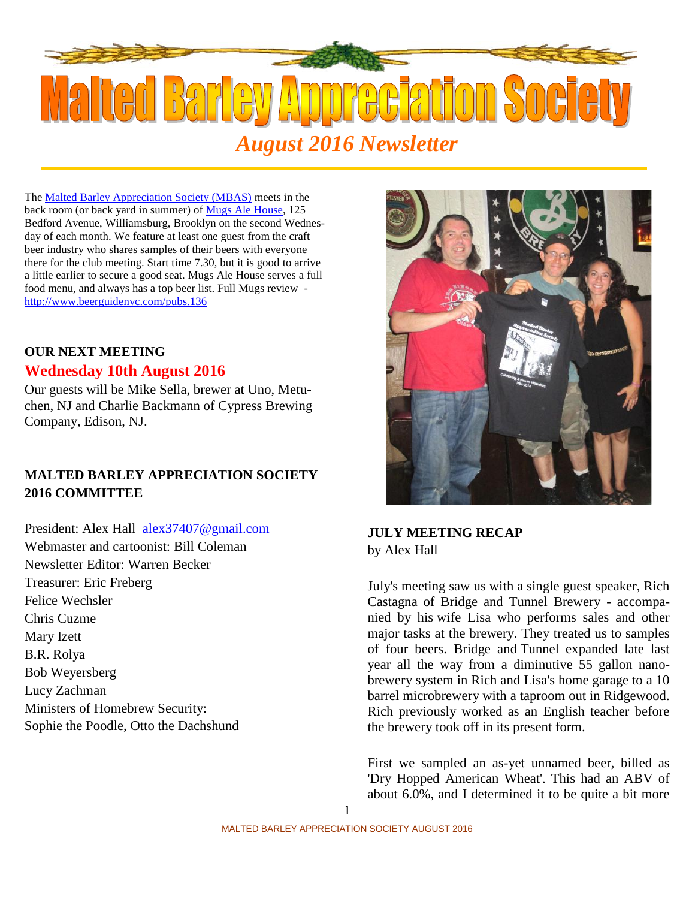# Malted Barley Appreciation Society

## *August 2016 Newsletter*

The Malted Barley Appreciation Society (MBAS) meets in the back room (or back yard in summer) of Mugs Ale House, 125 Bedford Avenue, Williamsburg, Brooklyn on the second Wednesday of each month. We feature at least one guest from the craft beer industry who shares samples of their beers with everyone there for the club meeting. Start time 7.30, but it is good to arrive a little earlier to secure a good seat. Mugs Ale House serves a full food menu, and always has a top beer list. Full Mugs review - http://www.beerguidenyc.com/pubs.136

### OUR NEXT MEETING

**Wednesday 10th August 2016**

Our guests will be Mike Sella, brewer at Uno, Metuchen, NJ and Charlie Backmann of Cypress Brewing Company, Edison, NJ.

### MALTED BARLEY APPRECIATION SOCIETY 2016 COMMITTEE

President: Alex Hall alex37407@gmail.com
Webmaster and cartoonist: Bill Coleman
Newsletter Editor: Warren Becker
Treasurer: Eric Freberg
Felice Wechsler
Chris Cuzme
Mary Izett
B.R. Rolya
Bob Weyersberg
Lucy Zachman
Ministers of Homebrew Security:
Sophie the Poodle, Otto the Dachshund

### JULY MEETING RECAP

by Alex Hall

July's meeting saw us with a single guest speaker, Rich Castagna of Bridge and Tunnel Brewery - accompanied by his wife Lisa who performs sales and other major tasks at the brewery. They treated us to samples of four beers. Bridge and Tunnel expanded late last year all the way from a diminutive 55 gallon nano-brewery system in Rich and Lisa's home garage to a 10 barrel microbrewery with a taproom out in Ridgewood. Rich previously worked as an English teacher before the brewery took off in its present form.

First we sampled an as-yet unnamed beer, billed as 'Dry Hopped American Wheat'. This had an ABV of about 6.0%, and I determined it to be quite a bit more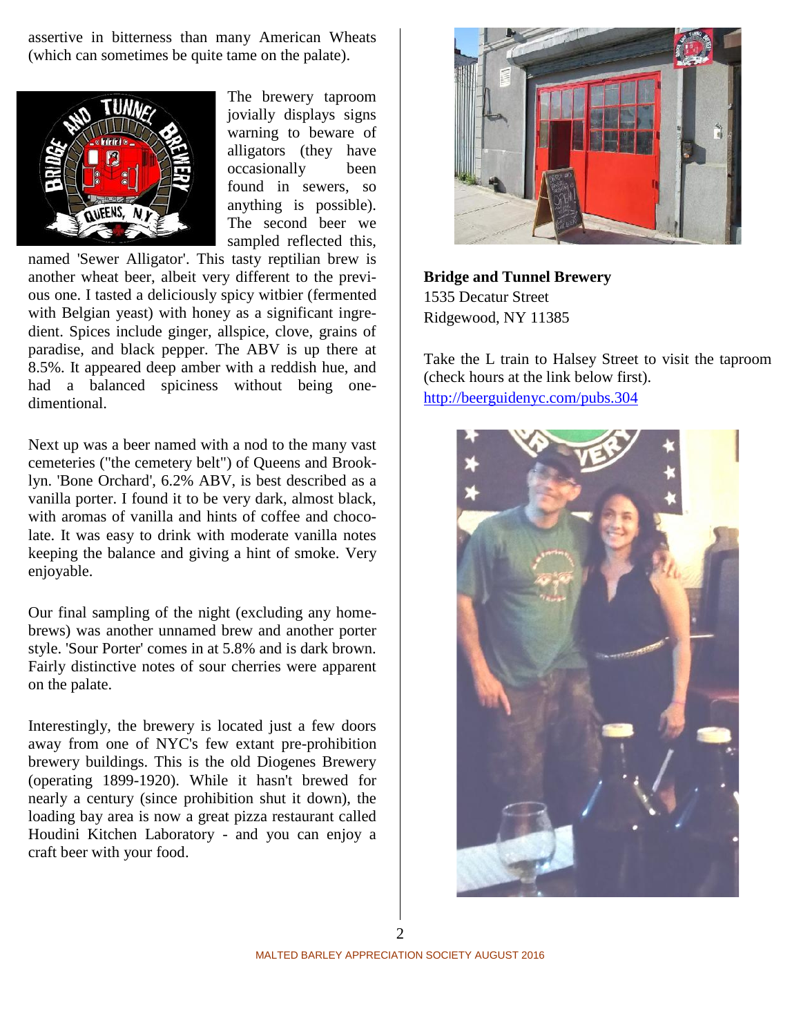assertive in bitterness than many American Wheats (which can sometimes be quite tame on the palate).

The brewery taproom jovially displays signs warning to beware of alligators (they have occasionally been found in sewers, so anything is possible). The second beer we sampled reflected this, named 'Sewer Alligator'. This tasty reptilian brew is another wheat beer, albeit very different to the previous one. I tasted a deliciously spicy witbier (fermented with Belgian yeast) with honey as a significant ingredient. Spices include ginger, allspice, clove, grains of paradise, and black pepper. The ABV is up there at 8.5%. It appeared deep amber with a reddish hue, and had a balanced spiciness without being one-dimentional.

Next up was a beer named with a nod to the many vast cemeteries ("the cemetery belt") of Queens and Brooklyn. 'Bone Orchard', 6.2% ABV, is best described as a vanilla porter. I found it to be very dark, almost black, with aromas of vanilla and hints of coffee and chocolate. It was easy to drink with moderate vanilla notes keeping the balance and giving a hint of smoke. Very enjoyable.

Our final sampling of the night (excluding any homebrews) was another unnamed brew and another porter style. 'Sour Porter' comes in at 5.8% and is dark brown. Fairly distinctive notes of sour cherries were apparent on the palate.

Interestingly, the brewery is located just a few doors away from one of NYC's few extant pre-prohibition brewery buildings. This is the old Diogenes Brewery (operating 1899-1920). While it hasn't brewed for nearly a century (since prohibition shut it down), the loading bay area is now a great pizza restaurant called Houdini Kitchen Laboratory - and you can enjoy a craft beer with your food.

**Bridge and Tunnel Brewery**
1535 Decatur Street
Ridgewood, NY 11385

Take the L train to Halsey Street to visit the taproom (check hours at the link below first).
http://beerguidenyc.com/pubs.304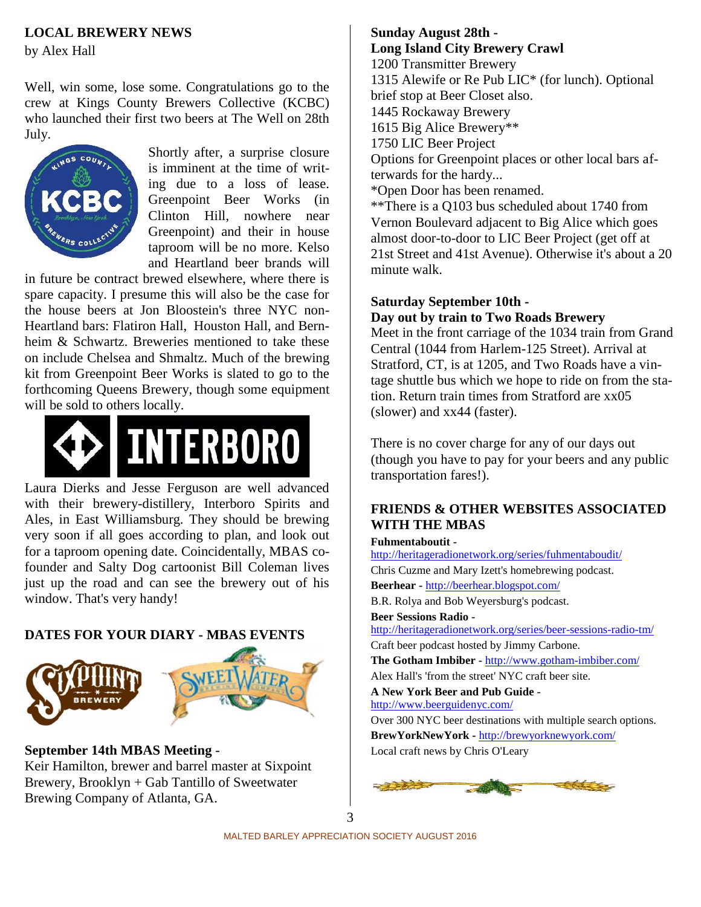## LOCAL BREWERY NEWS

by Alex Hall

Well, win some, lose some. Congratulations go to the crew at Kings County Brewers Collective (KCBC) who launched their first two beers at The Well on 28th July.

Shortly after, a surprise closure is imminent at the time of writing due to a loss of lease. Greenpoint Beer Works (in Clinton Hill, nowhere near Greenpoint) and their in house taproom will be no more. Kelso and Heartland beer brands will in future be contract brewed elsewhere, where there is spare capacity. I presume this will also be the case for the house beers at Jon Bloostein's three NYC non-Heartland bars: Flatiron Hall, Houston Hall, and Bernheim & Schwartz. Breweries mentioned to take these on include Chelsea and Shmaltz. Much of the brewing kit from Greenpoint Beer Works is slated to go to the forthcoming Queens Brewery, though some equipment will be sold to others locally.

Laura Dierks and Jesse Ferguson are well advanced with their brewery-distillery, Interboro Spirits and Ales, in East Williamsburg. They should be brewing very soon if all goes according to plan, and look out for a taproom opening date. Coincidentally, MBAS co-founder and Salty Dog cartoonist Bill Coleman lives just up the road and can see the brewery out of his window. That's very handy!

## DATES FOR YOUR DIARY - MBAS EVENTS

**September 14th MBAS Meeting** -
Keir Hamilton, brewer and barrel master at Sixpoint Brewery, Brooklyn + Gab Tantillo of Sweetwater Brewing Company of Atlanta, GA.

**Sunday August 28th -**
**Long Island City Brewery Crawl**
1200 Transmitter Brewery
1315 Alewife or Re Pub LIC* (for lunch). Optional brief stop at Beer Closet also.
1445 Rockaway Brewery
1615 Big Alice Brewery**
1750 LIC Beer Project
Options for Greenpoint places or other local bars afterwards for the hardy...
*Open Door has been renamed.
**There is a Q103 bus scheduled about 1740 from Vernon Boulevard adjacent to Big Alice which goes almost door-to-door to LIC Beer Project (get off at 21st Street and 41st Avenue). Otherwise it's about a 20 minute walk.

**Saturday September 10th -**
**Day out by train to Two Roads Brewery**
Meet in the front carriage of the 1034 train from Grand Central (1044 from Harlem-125 Street). Arrival at Stratford, CT, is at 1205, and Two Roads have a vintage shuttle bus which we hope to ride on from the station. Return train times from Stratford are xx05 (slower) and xx44 (faster).

There is no cover charge for any of our days out (though you have to pay for your beers and any public transportation fares!).

## FRIENDS & OTHER WEBSITES ASSOCIATED WITH THE MBAS

**Fuhmentaboutit -**
http://heritageradionetwork.org/series/fuhmentaboudit/
Chris Cuzme and Mary Izett's homebrewing podcast.

**Beerhear -** http://beerhear.blogspot.com/
B.R. Rolya and Bob Weyersburg's podcast.

**Beer Sessions Radio -**
http://heritageradionetwork.org/series/beer-sessions-radio-tm/
Craft beer podcast hosted by Jimmy Carbone.

**The Gotham Imbiber -** http://www.gotham-imbiber.com/
Alex Hall's 'from the street' NYC craft beer site.

**A New York Beer and Pub Guide -**
http://www.beerguidenyc.com/
Over 300 NYC beer destinations with multiple search options.

**BrewYorkNewYork -** http://brewyorknewyork.com/
Local craft news by Chris O'Leary